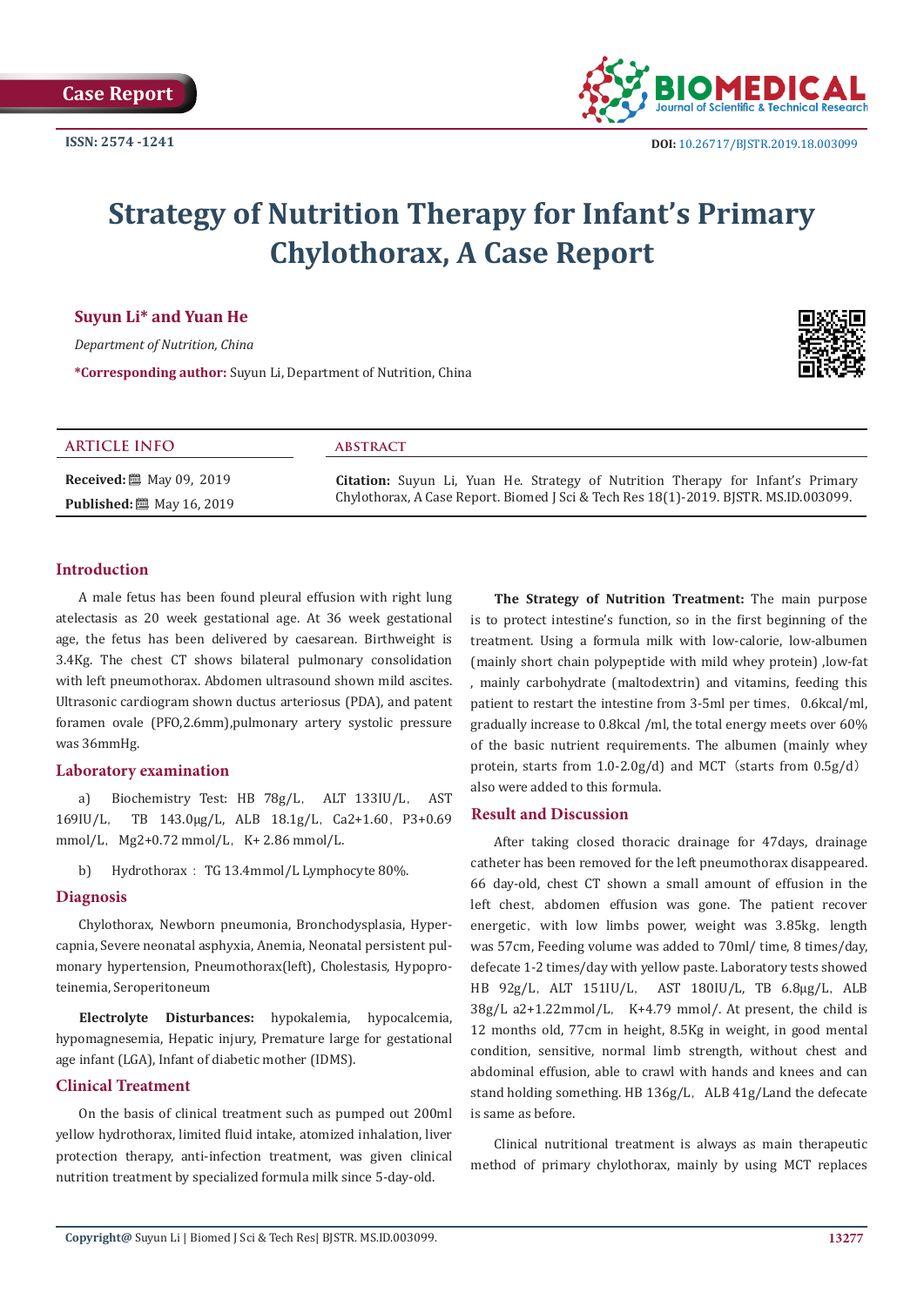Case Report

ISSN: 2574 -1241

DOI: 10.26717/BJSTR.2019.18.003099

# Strategy of Nutrition Therapy for Infant's Primary Chylothorax, A Case Report

**Suyun Li* and Yuan He**

*Department of Nutrition, China*

***Corresponding author:** Suyun Li, Department of Nutrition, China

| ARTICLE INFO | ABSTRACT |
|---|---|
| **Received:** May 09, 2019<br>**Published:** May 16, 2019 | **Citation:** Suyun Li, Yuan He. Strategy of Nutrition Therapy for Infant's Primary Chylothorax, A Case Report. Biomed J Sci & Tech Res 18(1)-2019. BJSTR. MS.ID.003099. |

## Introduction

A male fetus has been found pleural effusion with right lung atelectasis as 20 week gestational age. At 36 week gestational age, the fetus has been delivered by caesarean. Birthweight is 3.4Kg. The chest CT shows bilateral pulmonary consolidation with left pneumothorax. Abdomen ultrasound shown mild ascites. Ultrasonic cardiogram shown ductus arteriosus (PDA), and patent foramen ovale (PFO,2.6mm),pulmonary artery systolic pressure was 36mmHg.

## Laboratory examination

a) Biochemistry Test: HB 78g/L, ALT 133IU/L, AST 169IU/L, TB 143.0μg/L, ALB 18.1g/L, Ca2+1.60, P3+0.69 mmol/L, Mg2+0.72 mmol/L, K+ 2.86 mmol/L.

b) Hydrothorax : TG 13.4mmol/L Lymphocyte 80%.

## Diagnosis

Chylothorax, Newborn pneumonia, Bronchodysplasia, Hypercapnia, Severe neonatal asphyxia, Anemia, Neonatal persistent pulmonary hypertension, Pneumothorax(left), Cholestasis, Hypoproteinemia, Seroperitoneum

**Electrolyte Disturbances:** hypokalemia, hypocalcemia, hypomagnesemia, Hepatic injury, Premature large for gestational age infant (LGA), Infant of diabetic mother (IDMS).

## Clinical Treatment

On the basis of clinical treatment such as pumped out 200ml yellow hydrothorax, limited fluid intake, atomized inhalation, liver protection therapy, anti-infection treatment, was given clinical nutrition treatment by specialized formula milk since 5-day-old.

**The Strategy of Nutrition Treatment:** The main purpose is to protect intestine's function, so in the first beginning of the treatment. Using a formula milk with low-calorie, low-albumen (mainly short chain polypeptide with mild whey protein) ,low-fat , mainly carbohydrate (maltodextrin) and vitamins, feeding this patient to restart the intestine from 3-5ml per times, 0.6kcal/ml, gradually increase to 0.8kcal /ml, the total energy meets over 60% of the basic nutrient requirements. The albumen (mainly whey protein, starts from 1.0-2.0g/d) and MCT (starts from 0.5g/d) also were added to this formula.

## Result and Discussion

After taking closed thoracic drainage for 47days, drainage catheter has been removed for the left pneumothorax disappeared. 66 day-old, chest CT shown a small amount of effusion in the left chest, abdomen effusion was gone. The patient recover energetic, with low limbs power, weight was 3.85kg, length was 57cm, Feeding volume was added to 70ml/ time, 8 times/day, defecate 1-2 times/day with yellow paste. Laboratory tests showed HB 92g/L, ALT 151IU/L, AST 180IU/L, TB 6.8μg/L, ALB 38g/L a2+1.22mmol/L, K+4.79 mmol/. At present, the child is 12 months old, 77cm in height, 8.5Kg in weight, in good mental condition, sensitive, normal limb strength, without chest and abdominal effusion, able to crawl with hands and knees and can stand holding something. HB 136g/L, ALB 41g/Land the defecate is same as before.

Clinical nutritional treatment is always as main therapeutic method of primary chylothorax, mainly by using MCT replaces

**Copyright@** Suyun Li | Biomed J Sci & Tech Res| BJSTR. MS.ID.003099.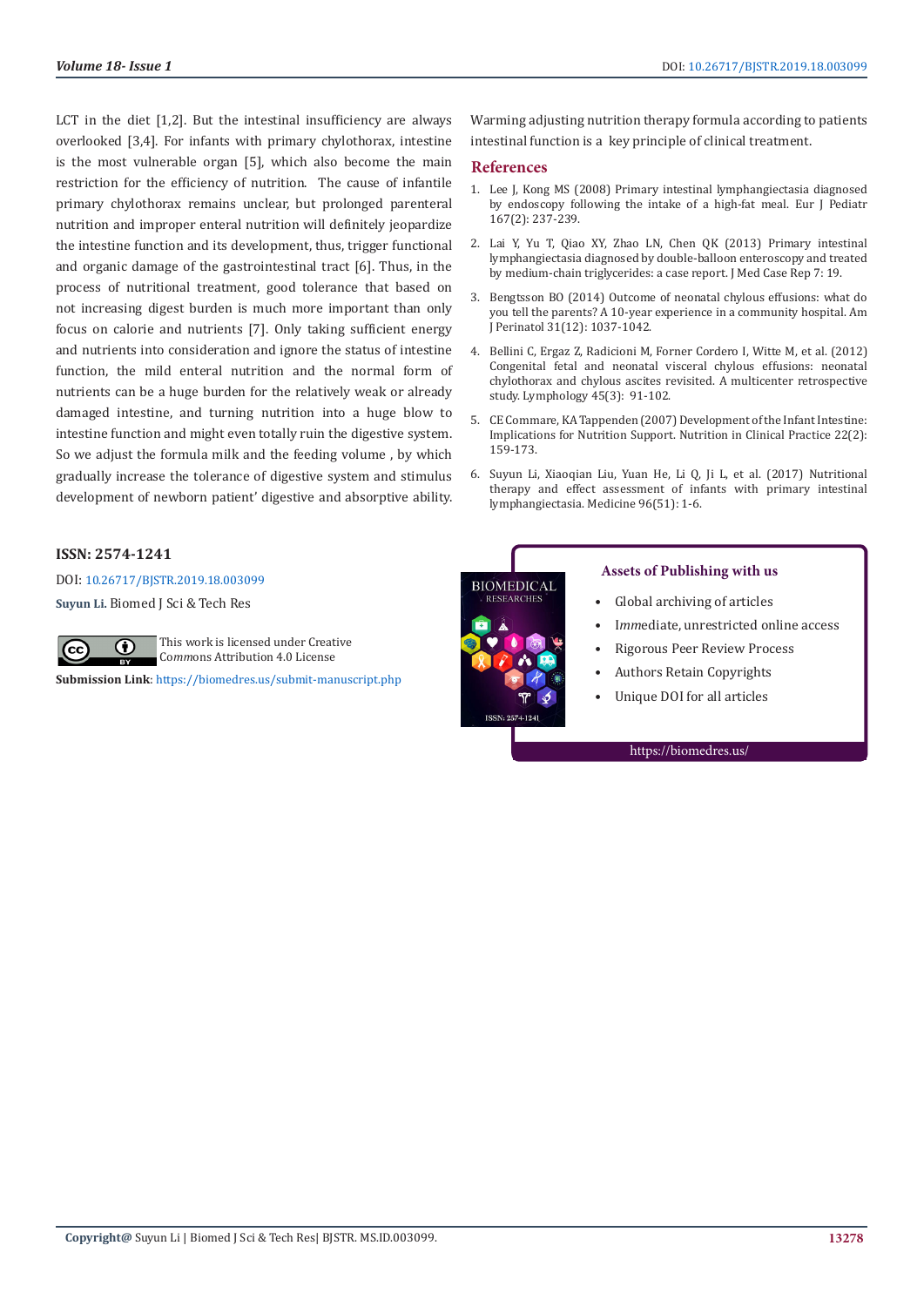LCT in the diet [1,2]. But the intestinal insufficiency are always overlooked [3,4]. For infants with primary chylothorax, intestine is the most vulnerable organ [5], which also become the main restriction for the efficiency of nutrition. The cause of infantile primary chylothorax remains unclear, but prolonged parenteral nutrition and improper enteral nutrition will definitely jeopardize the intestine function and its development, thus, trigger functional and organic damage of the gastrointestinal tract [6]. Thus, in the process of nutritional treatment, good tolerance that based on not increasing digest burden is much more important than only focus on calorie and nutrients [7]. Only taking sufficient energy and nutrients into consideration and ignore the status of intestine function, the mild enteral nutrition and the normal form of nutrients can be a huge burden for the relatively weak or already damaged intestine, and turning nutrition into a huge blow to intestine function and might even totally ruin the digestive system. So we adjust the formula milk and the feeding volume , by which gradually increase the tolerance of digestive system and stimulus development of newborn patient' digestive and absorptive ability. Warming adjusting nutrition therapy formula according to patients intestinal function is a key principle of clinical treatment.

## References

1. Lee J, Kong MS (2008) Primary intestinal lymphangiectasia diagnosed by endoscopy following the intake of a high-fat meal. Eur J Pediatr 167(2): 237-239.
2. Lai Y, Yu T, Qiao XY, Zhao LN, Chen QK (2013) Primary intestinal lymphangiectasia diagnosed by double-balloon enteroscopy and treated by medium-chain triglycerides: a case report. J Med Case Rep 7: 19.
3. Bengtsson BO (2014) Outcome of neonatal chylous effusions: what do you tell the parents? A 10-year experience in a community hospital. Am J Perinatol 31(12): 1037-1042.
4. Bellini C, Ergaz Z, Radicioni M, Forner Cordero I, Witte M, et al. (2012) Congenital fetal and neonatal visceral chylous effusions: neonatal chylothorax and chylous ascites revisited. A multicenter retrospective study. Lymphology 45(3): 91-102.
5. CE Commare, KA Tappenden (2007) Development of the Infant Intestine: Implications for Nutrition Support. Nutrition in Clinical Practice 22(2): 159-173.
6. Suyun Li, Xiaoqian Liu, Yuan He, Li Q, Ji L, et al. (2017) Nutritional therapy and effect assessment of infants with primary intestinal lymphangiectasia. Medicine 96(51): 1-6.

**ISSN: 2574-1241**

DOI: 10.26717/BJSTR.2019.18.003099

**Suyun Li**. Biomed J Sci & Tech Res

This work is licensed under Creative Commons Attribution 4.0 License

**Submission Link**: https://biomedres.us/submit-manuscript.php

### Assets of Publishing with us

- Global archiving of articles
- Immediate, unrestricted online access
- Rigorous Peer Review Process
- Authors Retain Copyrights
- Unique DOI for all articles

https://biomedres.us/